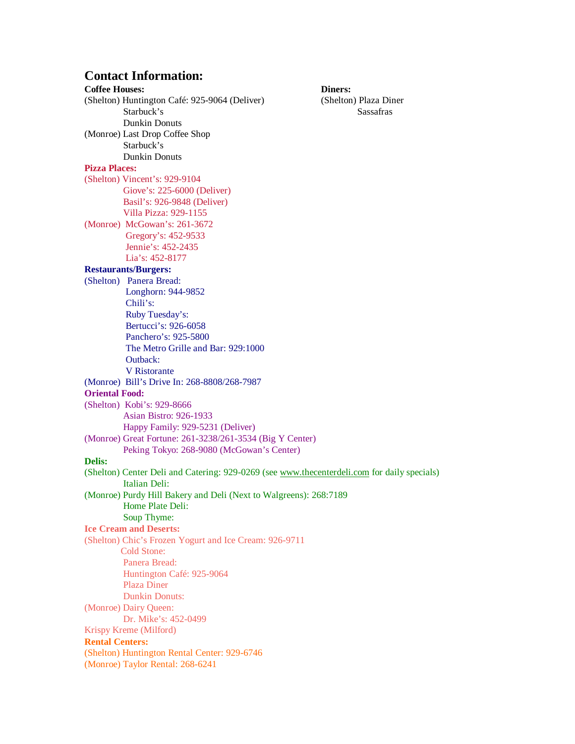# Contact Information:

**Coffee Houses:**

(Shelton) Huntington Café: 925-9064 (Deliver)
Starbuck's
Dunkin Donuts

(Monroe) Last Drop Coffee Shop
Starbuck's
Dunkin Donuts

**Pizza Places:**

(Shelton) Vincent's: 929-9104
Giove's: 225-6000 (Deliver)
Basil's: 926-9848 (Deliver)
Villa Pizza: 929-1155

(Monroe) McGowan's: 261-3672
Gregory's: 452-9533
Jennie's: 452-2435
Lia's: 452-8177

**Restaurants/Burgers:**

(Shelton) Panera Bread:
Longhorn: 944-9852
Chili's:
Ruby Tuesday's:
Bertucci's: 926-6058
Panchero's: 925-5800
The Metro Grille and Bar: 929:1000
Outback:
V Ristorante

(Monroe) Bill's Drive In: 268-8808/268-7987

**Oriental Food:**

(Shelton) Kobi's: 929-8666
Asian Bistro: 926-1933
Happy Family: 929-5231 (Deliver)

(Monroe) Great Fortune: 261-3238/261-3534 (Big Y Center)
Peking Tokyo: 268-9080 (McGowan's Center)

**Delis:**

(Shelton) Center Deli and Catering: 929-0269 (see www.thecenterdeli.com for daily specials)
Italian Deli:

(Monroe) Purdy Hill Bakery and Deli (Next to Walgreens): 268:7189
Home Plate Deli:
Soup Thyme:

**Ice Cream and Deserts:**

(Shelton) Chic's Frozen Yogurt and Ice Cream: 926-9711
Cold Stone:
Panera Bread:
Huntington Café: 925-9064
Plaza Diner
Dunkin Donuts:

(Monroe) Dairy Queen:
Dr. Mike's: 452-0499

Krispy Kreme (Milford)

**Rental Centers:**

(Shelton) Huntington Rental Center: 929-6746
(Monroe) Taylor Rental: 268-6241

**Diners:**

(Shelton) Plaza Diner
Sassafras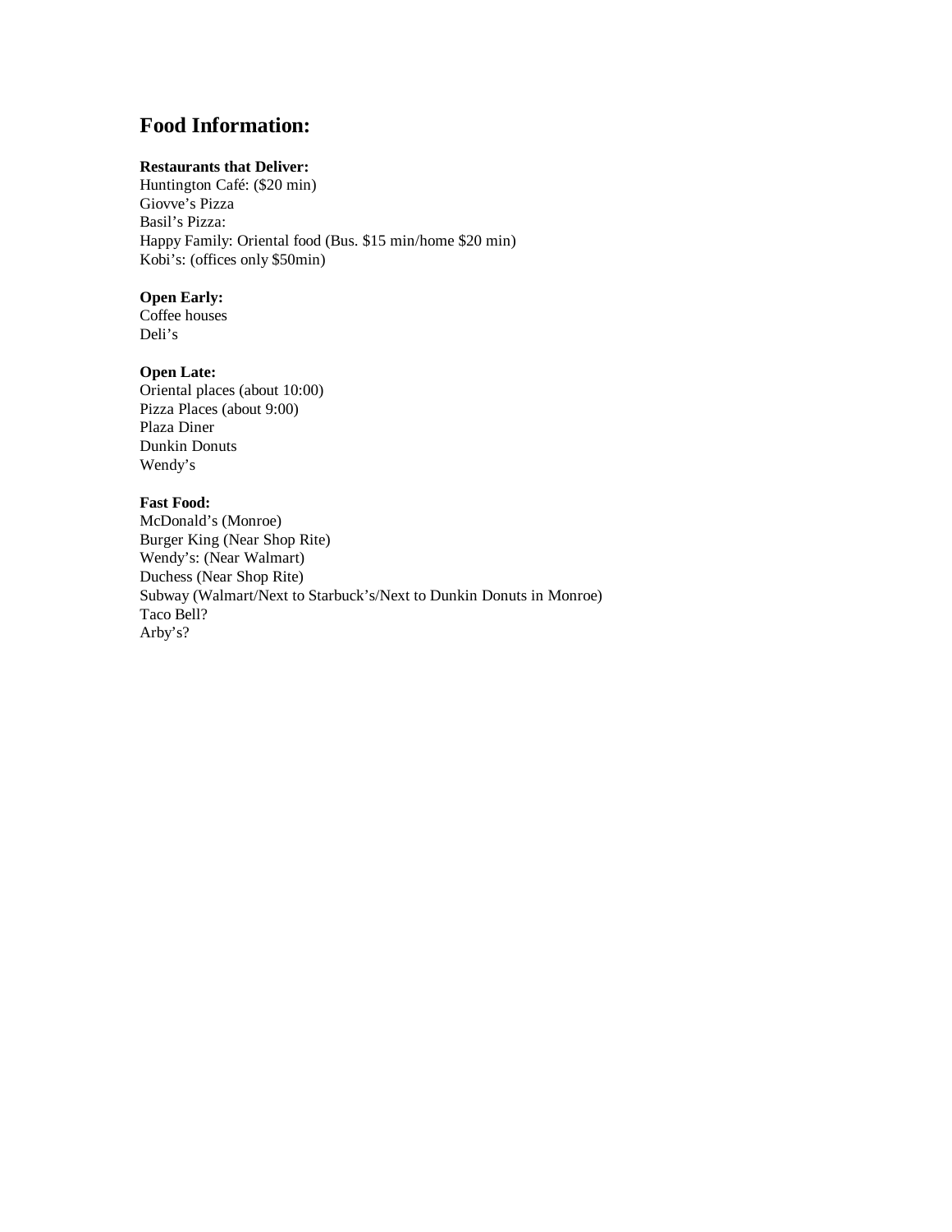# Food Information:

**Restaurants that Deliver:**
Huntington Café: ($20 min)
Giovve's Pizza
Basil's Pizza:
Happy Family: Oriental food (Bus. $15 min/home $20 min)
Kobi's: (offices only $50min)

**Open Early:**
Coffee houses
Deli's

**Open Late:**
Oriental places (about 10:00)
Pizza Places (about 9:00)
Plaza Diner
Dunkin Donuts
Wendy's

**Fast Food:**
McDonald's (Monroe)
Burger King (Near Shop Rite)
Wendy's: (Near Walmart)
Duchess (Near Shop Rite)
Subway (Walmart/Next to Starbuck's/Next to Dunkin Donuts in Monroe)
Taco Bell?
Arby's?